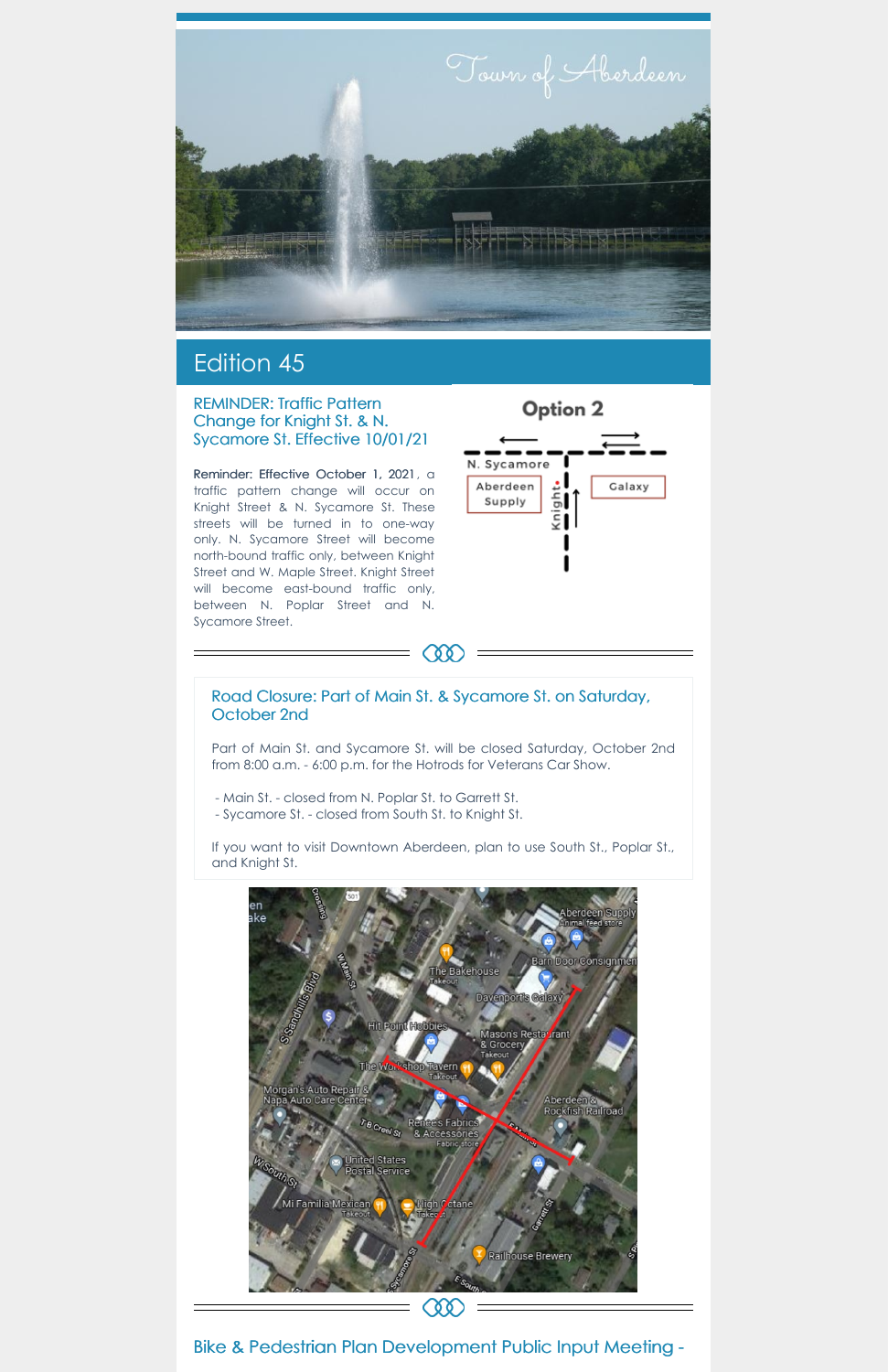# Edition 45

## REMINDER: Traffic Pattern Change for Knight St. & N. Sycamore St. Effective 10/01/21

Reminder: Effective October 1, 2021, a traffic pattern change will occur on Knight Street & N. Sycamore St. These streets will be turned in to one-way only. N. Sycamore Street will become north-bound traffic only, between Knight Street and W. Maple Street. Knight Street will become east-bound traffic only, between N. Poplar Street and N. Sycamore Street.

## Road Closure: Part of Main St. & Sycamore St. on Saturday, October 2nd

Part of Main St. and Sycamore St. will be closed Saturday, October 2nd from 8:00 a.m. - 6:00 p.m. for the Hotrods for Veterans Car Show.

- Main St. - closed from N. Poplar St. to Garrett St.
- Sycamore St. - closed from South St. to Knight St.

If you want to visit Downtown Aberdeen, plan to use South St., Poplar St., and Knight St.

## Bike & Pedestrian Plan Development Public Input Meeting -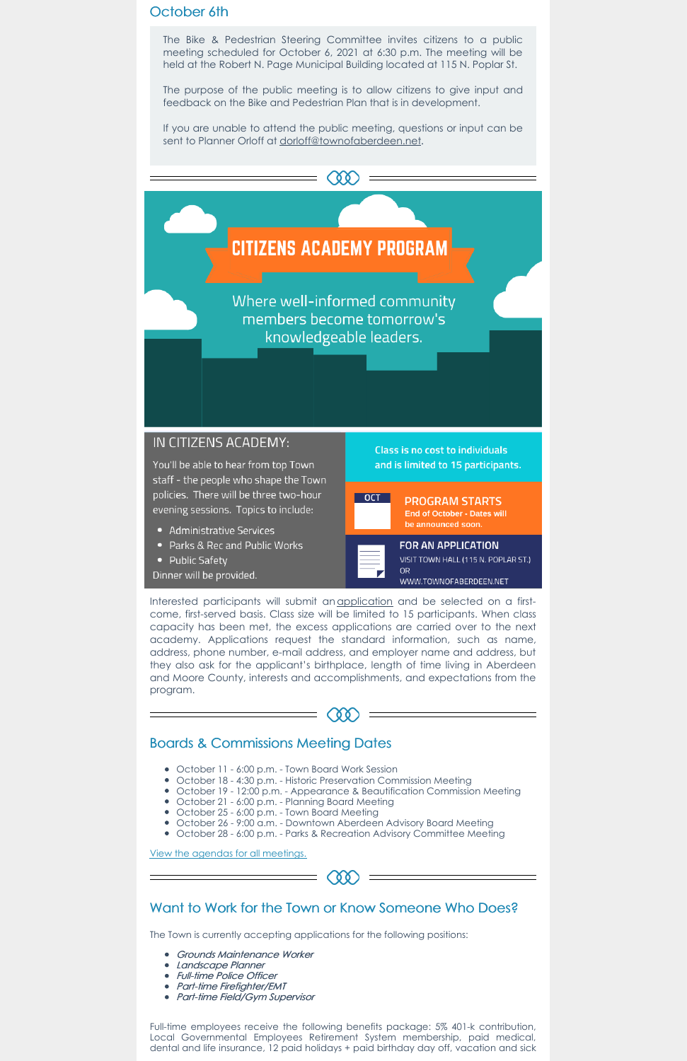## October 6th

The Bike & Pedestrian Steering Committee invites citizens to a public meeting scheduled for October 6, 2021 at 6:30 p.m. The meeting will be held at the Robert N. Page Municipal Building located at 115 N. Poplar St.

The purpose of the public meeting is to allow citizens to give input and feedback on the Bike and Pedestrian Plan that is in development.

If you are unable to attend the public meeting, questions or input can be sent to Planner Orloff at dorloff@townofaberdeen.net.

---

# CITIZENS ACADEMY PROGRAM

Where well-informed community members become tomorrow's knowledgeable leaders.

### IN CITIZENS ACADEMY:

You'll be able to hear from top Town staff - the people who shape the Town policies. There will be three two-hour evening sessions. Topics to include:

- Administrative Services
- Parks & Rec and Public Works
- Public Safety

Dinner will be provided.

**Class is no cost to individuals and is limited to 15 participants.**

**PROGRAM STARTS**
**End of October - Dates will be announced soon.**

**FOR AN APPLICATION**
VISIT TOWN HALL (115 N. POPLAR ST.) OR WWW.TOWNOFABERDEEN.NET

Interested participants will submit an application and be selected on a first-come, first-served basis. Class size will be limited to 15 participants. When class capacity has been met, the excess applications are carried over to the next academy. Applications request the standard information, such as name, address, phone number, e-mail address, and employer name and address, but they also ask for the applicant's birthplace, length of time living in Aberdeen and Moore County, interests and accomplishments, and expectations from the program.

---

## Boards & Commissions Meeting Dates

- October 11 - 6:00 p.m. - Town Board Work Session
- October 18 - 4:30 p.m. - Historic Preservation Commission Meeting
- October 19 - 12:00 p.m. - Appearance & Beautification Commission Meeting
- October 21 - 6:00 p.m. - Planning Board Meeting
- October 25 - 6:00 p.m. - Town Board Meeting
- October 26 - 9:00 a.m. - Downtown Aberdeen Advisory Board Meeting
- October 28 - 6:00 p.m. - Parks & Recreation Advisory Committee Meeting

View the agendas for all meetings.

---

## Want to Work for the Town or Know Someone Who Does?

The Town is currently accepting applications for the following positions:

- *Grounds Maintenance Worker*
- *Landscape Planner*
- *Full-time Police Officer*
- *Part-time Firefighter/EMT*
- *Part-time Field/Gym Supervisor*

Full-time employees receive the following benefits package: 5% 401-k contribution, Local Governmental Employees Retirement System membership, paid medical, dental and life insurance, 12 paid holidays + paid birthday day off, vacation and sick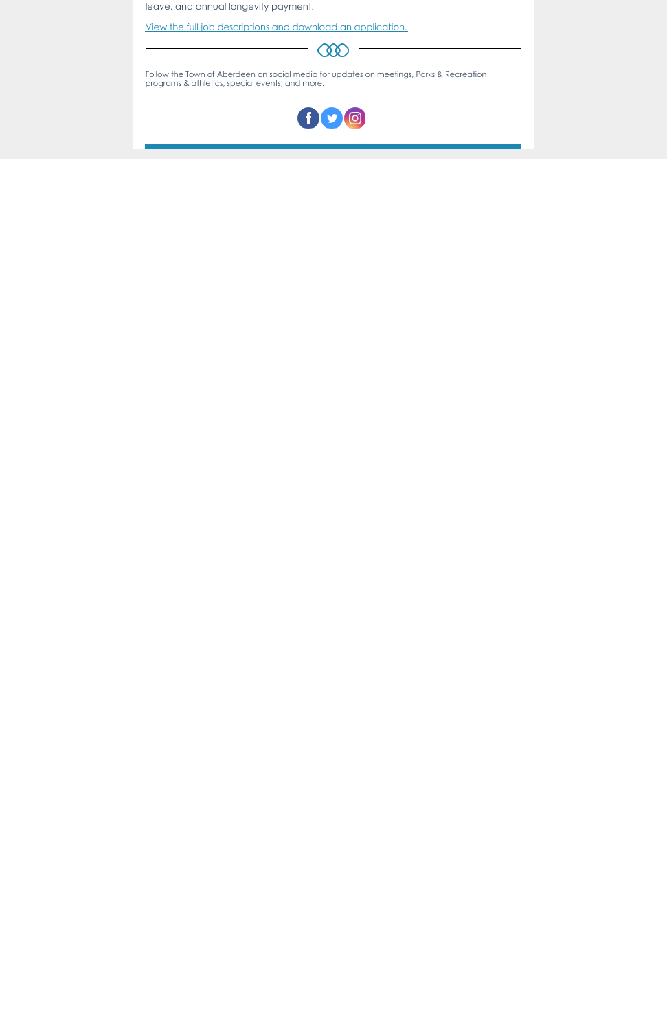leave, and annual longevity payment.

View the full job descriptions and download an application.

Follow the Town of Aberdeen on social media for updates on meetings, Parks & Recreation programs & athletics, special events, and more.